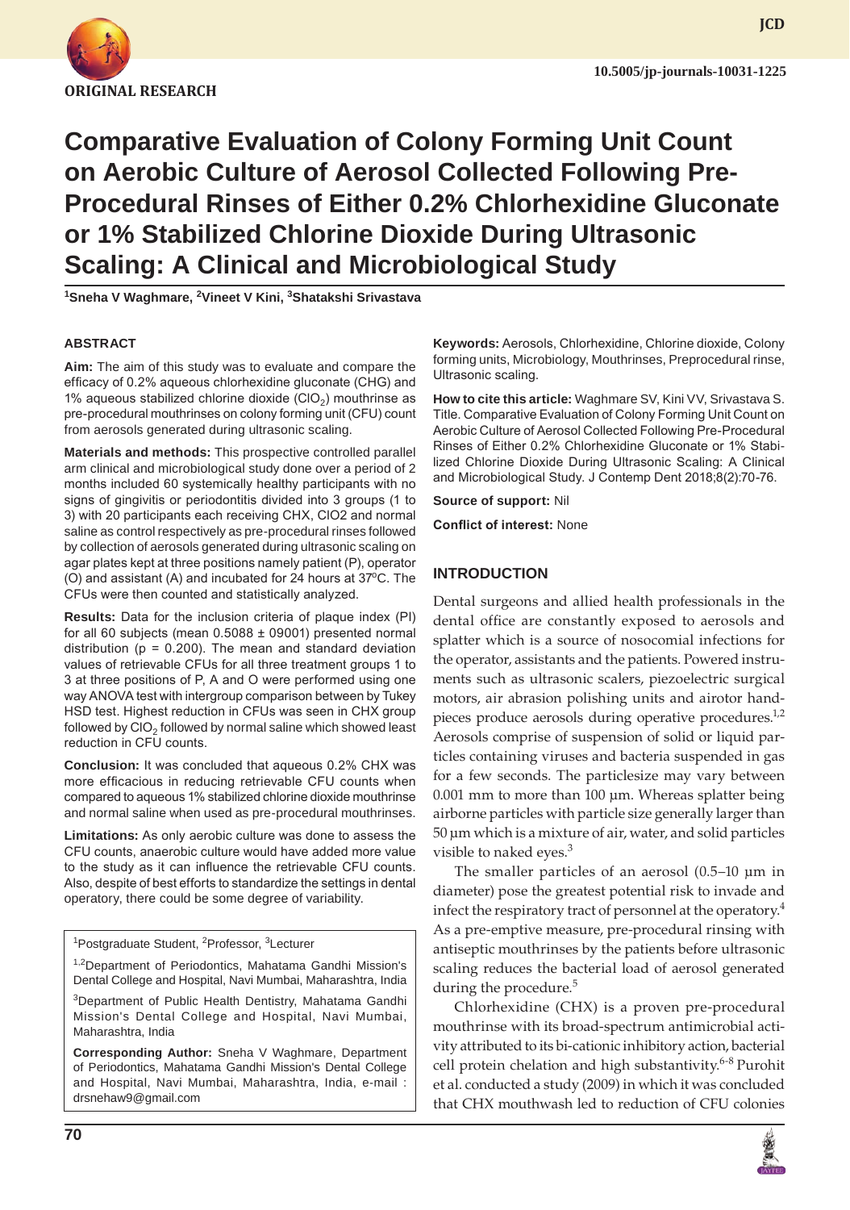ORIGINAL RESEARCH

10.5005/jp-journals-10031-1225

# Comparative Evaluation of Colony Forming Unit Count on Aerobic Culture of Aerosol Collected Following Pre-Procedural Rinses of Either 0.2% Chlorhexidine Gluconate or 1% Stabilized Chlorine Dioxide During Ultrasonic Scaling: A Clinical and Microbiological Study

[1]Sneha V Waghmare, [2]Vineet V Kini, [3]Shatakshi Srivastava

## ABSTRACT

**Aim:** The aim of this study was to evaluate and compare the efficacy of 0.2% aqueous chlorhexidine gluconate (CHG) and 1% aqueous stabilized chlorine dioxide ($ClO_2$) mouthrinse as pre-procedural mouthrinses on colony forming unit (CFU) count from aerosols generated during ultrasonic scaling.

**Materials and methods:** This prospective controlled parallel arm clinical and microbiological study done over a period of 2 months included 60 systemically healthy participants with no signs of gingivitis or periodontitis divided into 3 groups (1 to 3) with 20 participants each receiving CHX, ClO2 and normal saline as control respectively as pre-procedural rinses followed by collection of aerosols generated during ultrasonic scaling on agar plates kept at three positions namely patient (P), operator (O) and assistant (A) and incubated for 24 hours at 37°C. The CFUs were then counted and statistically analyzed.

**Results:** Data for the inclusion criteria of plaque index (PI) for all 60 subjects (mean 0.5088 ± 09001) presented normal distribution (p = 0.200). The mean and standard deviation values of retrievable CFUs for all three treatment groups 1 to 3 at three positions of P, A and O were performed using one way ANOVA test with intergroup comparison between by Tukey HSD test. Highest reduction in CFUs was seen in CHX group followed by $ClO_2$ followed by normal saline which showed least reduction in CFU counts.

**Conclusion:** It was concluded that aqueous 0.2% CHX was more efficacious in reducing retrievable CFU counts when compared to aqueous 1% stabilized chlorine dioxide mouthrinse and normal saline when used as pre-procedural mouthrinses.

**Limitations:** As only aerobic culture was done to assess the CFU counts, anaerobic culture would have added more value to the study as it can influence the retrievable CFU counts. Also, despite of best efforts to standardize the settings in dental operatory, there could be some degree of variability.

[1]Postgraduate Student, [2]Professor, [3]Lecturer

[1,2]Department of Periodontics, Mahatama Gandhi Mission's Dental College and Hospital, Navi Mumbai, Maharashtra, India

[3]Department of Public Health Dentistry, Mahatama Gandhi Mission's Dental College and Hospital, Navi Mumbai, Maharashtra, India

**Corresponding Author:** Sneha V Waghmare, Department of Periodontics, Mahatama Gandhi Mission's Dental College and Hospital, Navi Mumbai, Maharashtra, India, e-mail : drsnehaw9@gmail.com

**Keywords:** Aerosols, Chlorhexidine, Chlorine dioxide, Colony forming units, Microbiology, Mouthrinses, Preprocedural rinse, Ultrasonic scaling.

**How to cite this article:** Waghmare SV, Kini VV, Srivastava S. Title. Comparative Evaluation of Colony Forming Unit Count on Aerobic Culture of Aerosol Collected Following Pre-Procedural Rinses of Either 0.2% Chlorhexidine Gluconate or 1% Stabilized Chlorine Dioxide During Ultrasonic Scaling: A Clinical and Microbiological Study. J Contemp Dent 2018;8(2):70-76.

**Source of support:** Nil

**Conflict of interest:** None

## INTRODUCTION

Dental surgeons and allied health professionals in the dental office are constantly exposed to aerosols and splatter which is a source of nosocomial infections for the operator, assistants and the patients. Powered instruments such as ultrasonic scalers, piezoelectric surgical motors, air abrasion polishing units and airotor handpieces produce aerosols during operative procedures.[1,2] Aerosols comprise of suspension of solid or liquid particles containing viruses and bacteria suspended in gas for a few seconds. The particlesize may vary between 0.001 mm to more than 100 µm. Whereas splatter being airborne particles with particle size generally larger than 50 µm which is a mixture of air, water, and solid particles visible to naked eyes.[3]

The smaller particles of an aerosol (0.5–10 µm in diameter) pose the greatest potential risk to invade and infect the respiratory tract of personnel at the operatory.[4] As a pre-emptive measure, pre-procedural rinsing with antiseptic mouthrinses by the patients before ultrasonic scaling reduces the bacterial load of aerosol generated during the procedure.[5]

Chlorhexidine (CHX) is a proven pre-procedural mouthrinse with its broad-spectrum antimicrobial activity attributed to its bi-cationic inhibitory action, bacterial cell protein chelation and high substantivity.[6-8] Purohit et al. conducted a study (2009) in which it was concluded that CHX mouthwash led to reduction of CFU colonies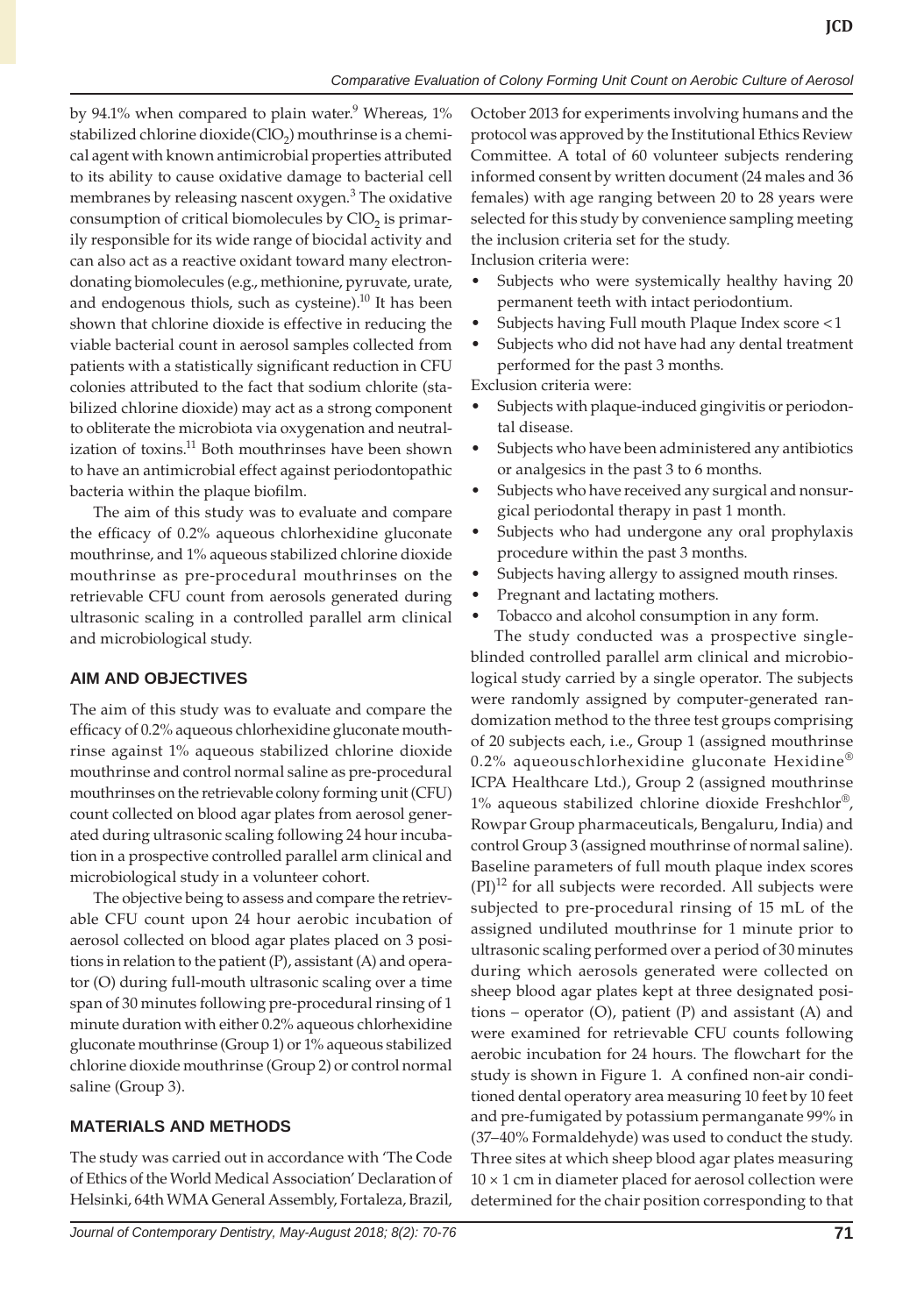by 94.1% when compared to plain water.[9] Whereas, 1% stabilized chlorine dioxide($ClO_2$) mouthrinse is a chemical agent with known antimicrobial properties attributed to its ability to cause oxidative damage to bacterial cell membranes by releasing nascent oxygen.[3] The oxidative consumption of critical biomolecules by $ClO_2$ is primarily responsible for its wide range of biocidal activity and can also act as a reactive oxidant toward many electron-donating biomolecules (e.g., methionine, pyruvate, urate, and endogenous thiols, such as cysteine).[10] It has been shown that chlorine dioxide is effective in reducing the viable bacterial count in aerosol samples collected from patients with a statistically significant reduction in CFU colonies attributed to the fact that sodium chlorite (stabilized chlorine dioxide) may act as a strong component to obliterate the microbiota via oxygenation and neutralization of toxins.[11] Both mouthrinses have been shown to have an antimicrobial effect against periodontopathic bacteria within the plaque biofilm.

The aim of this study was to evaluate and compare the efficacy of 0.2% aqueous chlorhexidine gluconate mouthrinse, and 1% aqueous stabilized chlorine dioxide mouthrinse as pre-procedural mouthrinses on the retrievable CFU count from aerosols generated during ultrasonic scaling in a controlled parallel arm clinical and microbiological study.

## AIM AND OBJECTIVES

The aim of this study was to evaluate and compare the efficacy of 0.2% aqueous chlorhexidine gluconate mouthrinse against 1% aqueous stabilized chlorine dioxide mouthrinse and control normal saline as pre-procedural mouthrinses on the retrievable colony forming unit (CFU) count collected on blood agar plates from aerosol generated during ultrasonic scaling following 24 hour incubation in a prospective controlled parallel arm clinical and microbiological study in a volunteer cohort.

The objective being to assess and compare the retrievable CFU count upon 24 hour aerobic incubation of aerosol collected on blood agar plates placed on 3 positions in relation to the patient (P), assistant (A) and operator (O) during full-mouth ultrasonic scaling over a time span of 30 minutes following pre-procedural rinsing of 1 minute duration with either 0.2% aqueous chlorhexidine gluconate mouthrinse (Group 1) or 1% aqueous stabilized chlorine dioxide mouthrinse (Group 2) or control normal saline (Group 3).

## MATERIALS AND METHODS

The study was carried out in accordance with 'The Code of Ethics of the World Medical Association' Declaration of Helsinki, 64th WMA General Assembly, Fortaleza, Brazil, October 2013 for experiments involving humans and the protocol was approved by the Institutional Ethics Review Committee. A total of 60 volunteer subjects rendering informed consent by written document (24 males and 36 females) with age ranging between 20 to 28 years were selected for this study by convenience sampling meeting the inclusion criteria set for the study.

Inclusion criteria were:

- Subjects who were systemically healthy having 20 permanent teeth with intact periodontium.
- Subjects having Full mouth Plaque Index score <1
- Subjects who did not have had any dental treatment performed for the past 3 months.

Exclusion criteria were:

- Subjects with plaque-induced gingivitis or periodontal disease.
- Subjects who have been administered any antibiotics or analgesics in the past 3 to 6 months.
- Subjects who have received any surgical and nonsurgical periodontal therapy in past 1 month.
- Subjects who had undergone any oral prophylaxis procedure within the past 3 months.
- Subjects having allergy to assigned mouth rinses.
- Pregnant and lactating mothers.
- Tobacco and alcohol consumption in any form.

The study conducted was a prospective single-blinded controlled parallel arm clinical and microbiological study carried by a single operator. The subjects were randomly assigned by computer-generated randomization method to the three test groups comprising of 20 subjects each, i.e., Group 1 (assigned mouthrinse 0.2% aqueouschlorhexidine gluconate Hexidine® ICPA Healthcare Ltd.), Group 2 (assigned mouthrinse 1% aqueous stabilized chlorine dioxide Freshchlor®, Rowpar Group pharmaceuticals, Bengaluru, India) and control Group 3 (assigned mouthrinse of normal saline). Baseline parameters of full mouth plaque index scores (PI)[12] for all subjects were recorded. All subjects were subjected to pre-procedural rinsing of 15 mL of the assigned undiluted mouthrinse for 1 minute prior to ultrasonic scaling performed over a period of 30 minutes during which aerosols generated were collected on sheep blood agar plates kept at three designated positions – operator (O), patient (P) and assistant (A) and were examined for retrievable CFU counts following aerobic incubation for 24 hours. The flowchart for the study is shown in Figure 1. A confined non-air conditioned dental operatory area measuring 10 feet by 10 feet and pre-fumigated by potassium permanganate 99% in (37–40% Formaldehyde) was used to conduct the study. Three sites at which sheep blood agar plates measuring $10 \times 1$ cm in diameter placed for aerosol collection were determined for the chair position corresponding to that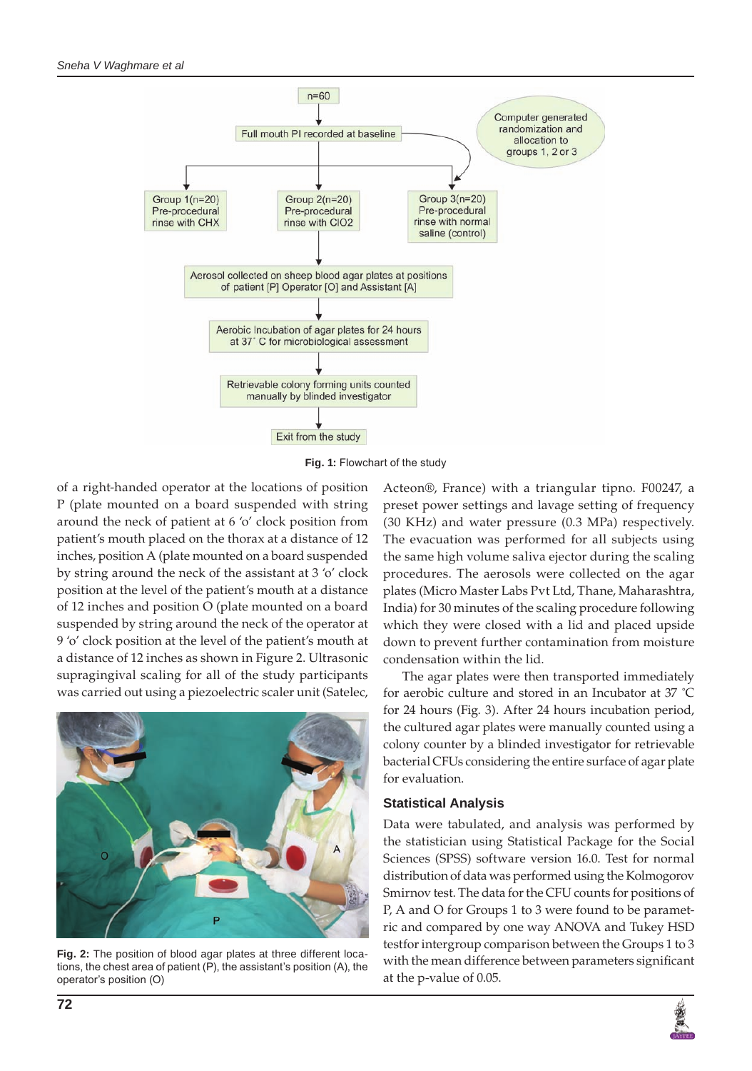Fig. 1: Flowchart of the study

of a right-handed operator at the locations of position P (plate mounted on a board suspended with string around the neck of patient at 6 'o' clock position from patient's mouth placed on the thorax at a distance of 12 inches, position A (plate mounted on a board suspended by string around the neck of the assistant at 3 'o' clock position at the level of the patient's mouth at a distance of 12 inches and position O (plate mounted on a board suspended by string around the neck of the operator at 9 'o' clock position at the level of the patient's mouth at a distance of 12 inches as shown in Figure 2. Ultrasonic supragingival scaling for all of the study participants was carried out using a piezoelectric scaler unit (Satelec, Acteon®, France) with a triangular tipno. F00247, a preset power settings and lavage setting of frequency (30 KHz) and water pressure (0.3 MPa) respectively. The evacuation was performed for all subjects using the same high volume saliva ejector during the scaling procedures. The aerosols were collected on the agar plates (Micro Master Labs Pvt Ltd, Thane, Maharashtra, India) for 30 minutes of the scaling procedure following which they were closed with a lid and placed upside down to prevent further contamination from moisture condensation within the lid.

Fig. 2: The position of blood agar plates at three different locations, the chest area of patient (P), the assistant's position (A), the operator's position (O)

The agar plates were then transported immediately for aerobic culture and stored in an Incubator at 37 °C for 24 hours (Fig. 3). After 24 hours incubation period, the cultured agar plates were manually counted using a colony counter by a blinded investigator for retrievable bacterial CFUs considering the entire surface of agar plate for evaluation.

## Statistical Analysis

Data were tabulated, and analysis was performed by the statistician using Statistical Package for the Social Sciences (SPSS) software version 16.0. Test for normal distribution of data was performed using the Kolmogorov Smirnov test. The data for the CFU counts for positions of P, A and O for Groups 1 to 3 were found to be parametric and compared by one way ANOVA and Tukey HSD testfor intergroup comparison between the Groups 1 to 3 with the mean difference between parameters significant at the p-value of 0.05.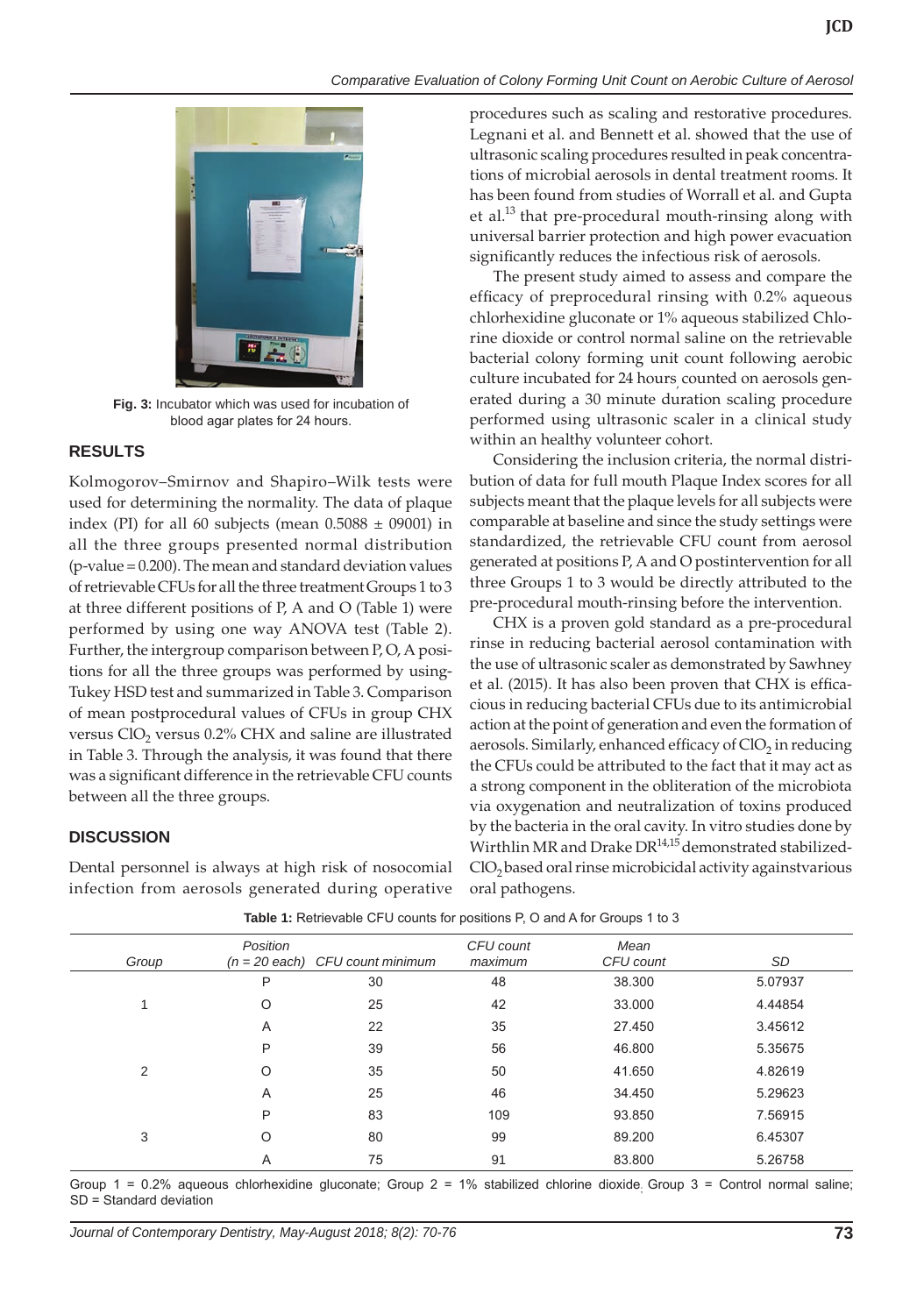Fig. 3: Incubator which was used for incubation of blood agar plates for 24 hours.

## RESULTS

Kolmogorov–Smirnov and Shapiro–Wilk tests were used for determining the normality. The data of plaque index (PI) for all 60 subjects (mean 0.5088 ± 09001) in all the three groups presented normal distribution (p-value = 0.200). The mean and standard deviation values of retrievable CFUs for all the three treatment Groups 1 to 3 at three different positions of P, A and O (Table 1) were performed by using one way ANOVA test (Table 2). Further, the intergroup comparison between P, O, A positions for all the three groups was performed by using Tukey HSD test and summarized in Table 3. Comparison of mean postprocedural values of CFUs in group CHX versus $ClO_2$ versus 0.2% CHX and saline are illustrated in Table 3. Through the analysis, it was found that there was a significant difference in the retrievable CFU counts between all the three groups.

## DISCUSSION

Dental personnel is always at high risk of nosocomial infection from aerosols generated during operative procedures such as scaling and restorative procedures. Legnani et al. and Bennett et al. showed that the use of ultrasonic scaling procedures resulted in peak concentrations of microbial aerosols in dental treatment rooms. It has been found from studies of Worrall et al. and Gupta et al.[13] that pre-procedural mouth-rinsing along with universal barrier protection and high power evacuation significantly reduces the infectious risk of aerosols.

The present study aimed to assess and compare the efficacy of preprocedural rinsing with 0.2% aqueous chlorhexidine gluconate or 1% aqueous stabilized Chlorine dioxide or control normal saline on the retrievable bacterial colony forming unit count following aerobic culture incubated for 24 hours, counted on aerosols generated during a 30 minute duration scaling procedure performed using ultrasonic scaler in a clinical study within an healthy volunteer cohort.

Considering the inclusion criteria, the normal distribution of data for full mouth Plaque Index scores for all subjects meant that the plaque levels for all subjects were comparable at baseline and since the study settings were standardized, the retrievable CFU count from aerosol generated at positions P, A and O postintervention for all three Groups 1 to 3 would be directly attributed to the pre-procedural mouth-rinsing before the intervention.

CHX is a proven gold standard as a pre-procedural rinse in reducing bacterial aerosol contamination with the use of ultrasonic scaler as demonstrated by Sawhney et al. (2015). It has also been proven that CHX is efficacious in reducing bacterial CFUs due to its antimicrobial action at the point of generation and even the formation of aerosols. Similarly, enhanced efficacy of $ClO_2$ in reducing the CFUs could be attributed to the fact that it may act as a strong component in the obliteration of the microbiota via oxygenation and neutralization of toxins produced by the bacteria in the oral cavity. In vitro studies done by Wirthlin MR and Drake DR[14,15] demonstrated stabilized-$ClO_2$ based oral rinse microbicidal activity againstvarious oral pathogens.

**Table 1:** Retrievable CFU counts for positions P, O and A for Groups 1 to 3

| Group | Position (n = 20 each) | CFU count minimum | CFU count maximum | Mean CFU count | SD |
|---|---|---|---|---|---|
| 1 | P | 30 | 48 | 38.300 | 5.07937 |
| | O | 25 | 42 | 33.000 | 4.44854 |
| | A | 22 | 35 | 27.450 | 3.45612 |
| 2 | P | 39 | 56 | 46.800 | 5.35675 |
| | O | 35 | 50 | 41.650 | 4.82619 |
| | A | 25 | 46 | 34.450 | 5.29623 |
| 3 | P | 83 | 109 | 93.850 | 7.56915 |
| | O | 80 | 99 | 89.200 | 6.45307 |
| | A | 75 | 91 | 83.800 | 5.26758 |

Group 1 = 0.2% aqueous chlorhexidine gluconate; Group 2 = 1% stabilized chlorine dioxide, Group 3 = Control normal saline; SD = Standard deviation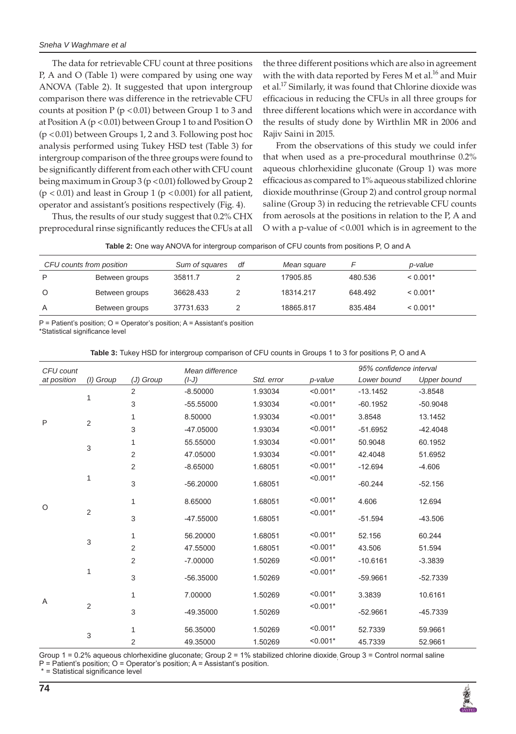The data for retrievable CFU count at three positions P, A and O (Table 1) were compared by using one way ANOVA (Table 2). It suggested that upon intergroup comparison there was difference in the retrievable CFU counts at position P ($p < 0.01$) between Group 1 to 3 and at Position A ($p < 0.01$) between Group 1 to and Position O ($p < 0.01$) between Groups 1, 2 and 3. Following post hoc analysis performed using Tukey HSD test (Table 3) for intergroup comparison of the three groups were found to be significantly different from each other with CFU count being maximum in Group 3 ($p < 0.01$) followed by Group 2 ($p < 0.01$) and least in Group 1 ($p < 0.001$) for all patient, operator and assistant's positions respectively (Fig. 4).

Thus, the results of our study suggest that 0.2% CHX preprocedural rinse significantly reduces the CFUs at all the three different positions which are also in agreement with the with data reported by Feres M et al.[16] and Muir et al.[17] Similarly, it was found that Chlorine dioxide was efficacious in reducing the CFUs in all three groups for three different locations which were in accordance with the results of study done by Wirthlin MR in 2006 and Rajiv Saini in 2015.

From the observations of this study we could infer that when used as a pre-procedural mouthrinse 0.2% aqueous chlorhexidine gluconate (Group 1) was more efficacious as compared to 1% aqueous stabilized chlorine dioxide mouthrinse (Group 2) and control group normal saline (Group 3) in reducing the retrievable CFU counts from aerosols at the positions in relation to the P, A and O with a p-value of $< 0.001$ which is in agreement to the

**Table 2:** One way ANOVA for intergroup comparison of CFU counts from positions P, O and A

| CFU counts from position | | Sum of squares | df | Mean square | F | p-value |
|---|---|---|---|---|---|---|
| P | Between groups | 35811.7 | 2 | 17905.85 | 480.536 | < 0.001* |
| O | Between groups | 36628.433 | 2 | 18314.217 | 648.492 | < 0.001* |
| A | Between groups | 37731.633 | 2 | 18865.817 | 835.484 | < 0.001* |

P = Patient's position; O = Operator's position; A = Assistant's position
*Statistical significance level

**Table 3:** Tukey HSD for intergroup comparison of CFU counts in Groups 1 to 3 for positions P, O and A

| CFU count at position | (I) Group | (J) Group | Mean difference (I-J) | Std. error | p-value | 95% confidence interval Lower bound | Upper bound |
|---|---|---|---|---|---|---|---|
| P | 1 | 2 | -8.50000 | 1.93034 | <0.001* | -13.1452 | -3.8548 |
| | | 3 | -55.55000 | 1.93034 | <0.001* | -60.1952 | -50.9048 |
| | 2 | 1 | 8.50000 | 1.93034 | <0.001* | 3.8548 | 13.1452 |
| | | 3 | -47.05000 | 1.93034 | <0.001* | -51.6952 | -42.4048 |
| | 3 | 1 | 55.55000 | 1.93034 | <0.001* | 50.9048 | 60.1952 |
| | | 2 | 47.05000 | 1.93034 | <0.001* | 42.4048 | 51.6952 |
| O | 1 | 2 | -8.65000 | 1.68051 | <0.001* | -12.694 | -4.606 |
| | | 3 | -56.20000 | 1.68051 | <0.001* | -60.244 | -52.156 |
| | 2 | 1 | 8.65000 | 1.68051 | <0.001* | 4.606 | 12.694 |
| | | 3 | -47.55000 | 1.68051 | <0.001* | -51.594 | -43.506 |
| | 3 | 1 | 56.20000 | 1.68051 | <0.001* | 52.156 | 60.244 |
| | | 2 | 47.55000 | 1.68051 | <0.001* | 43.506 | 51.594 |
| A | 1 | 2 | -7.00000 | 1.50269 | <0.001* | -10.6161 | -3.3839 |
| | | 3 | -56.35000 | 1.50269 | <0.001* | -59.9661 | -52.7339 |
| | 2 | 1 | 7.00000 | 1.50269 | <0.001* | 3.3839 | 10.6161 |
| | | 3 | -49.35000 | 1.50269 | <0.001* | -52.9661 | -45.7339 |
| | 3 | 1 | 56.35000 | 1.50269 | <0.001* | 52.7339 | 59.9661 |
| | | 2 | 49.35000 | 1.50269 | <0.001* | 45.7339 | 52.9661 |

Group 1 = 0.2% aqueous chlorhexidine gluconate; Group 2 = 1% stabilized chlorine dioxide, Group 3 = Control normal saline
P = Patient's position; O = Operator's position; A = Assistant's position.
\* = Statistical significance level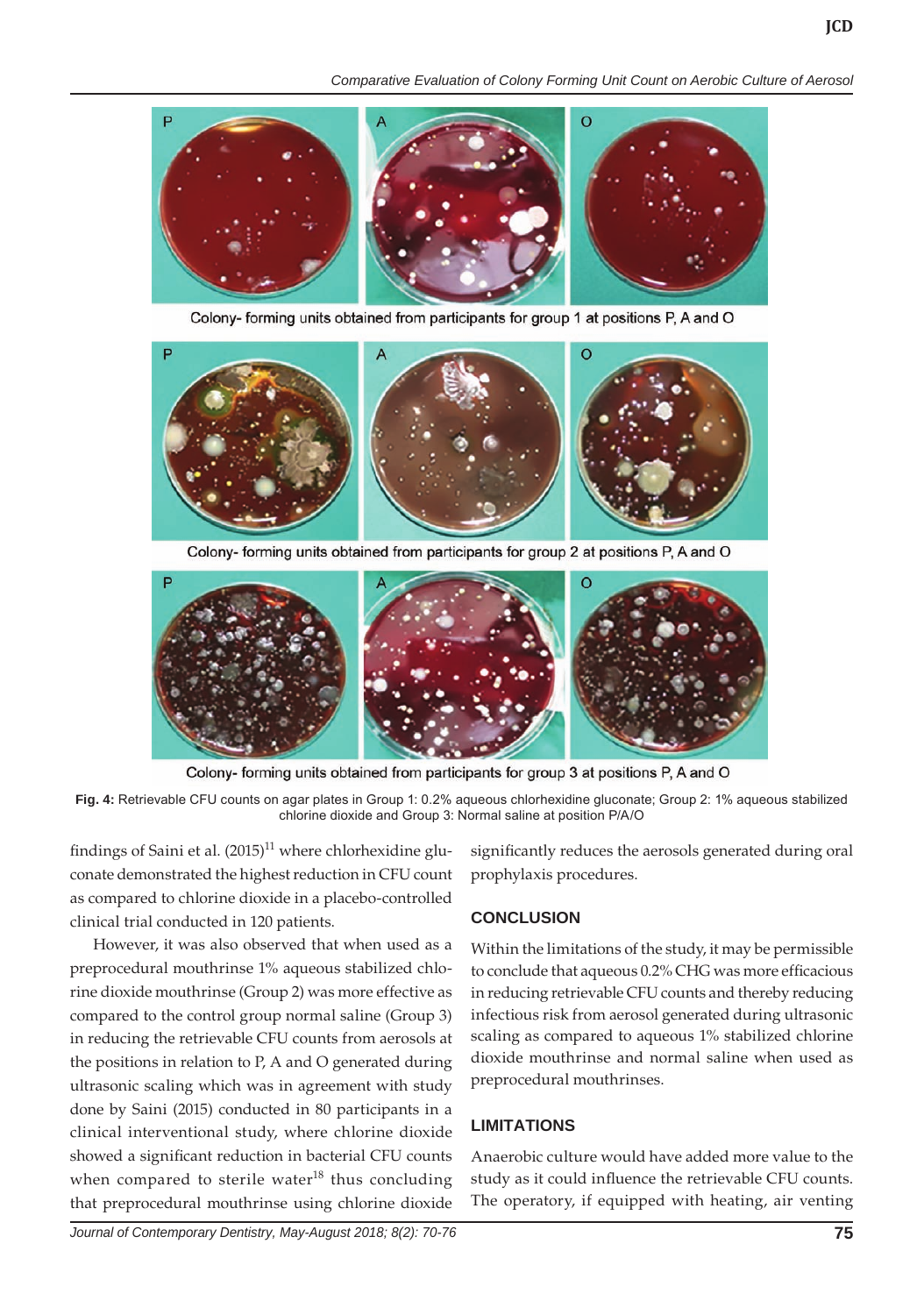Colony- forming units obtained from participants for group 1 at positions P, A and O

Colony- forming units obtained from participants for group 2 at positions P, A and O

Colony- forming units obtained from participants for group 3 at positions P, A and O

**Fig. 4:** Retrievable CFU counts on agar plates in Group 1: 0.2% aqueous chlorhexidine gluconate; Group 2: 1% aqueous stabilized chlorine dioxide and Group 3: Normal saline at position P/A/O

findings of Saini et al. (2015)[11] where chlorhexidine gluconate demonstrated the highest reduction in CFU count as compared to chlorine dioxide in a placebo-controlled clinical trial conducted in 120 patients.

However, it was also observed that when used as a preprocedural mouthrinse 1% aqueous stabilized chlorine dioxide mouthrinse (Group 2) was more effective as compared to the control group normal saline (Group 3) in reducing the retrievable CFU counts from aerosols at the positions in relation to P, A and O generated during ultrasonic scaling which was in agreement with study done by Saini (2015) conducted in 80 participants in a clinical interventional study, where chlorine dioxide showed a significant reduction in bacterial CFU counts when compared to sterile water[18] thus concluding that preprocedural mouthrinse using chlorine dioxide significantly reduces the aerosols generated during oral prophylaxis procedures.

## CONCLUSION

Within the limitations of the study, it may be permissible to conclude that aqueous 0.2% CHG was more efficacious in reducing retrievable CFU counts and thereby reducing infectious risk from aerosol generated during ultrasonic scaling as compared to aqueous 1% stabilized chlorine dioxide mouthrinse and normal saline when used as preprocedural mouthrinses.

## LIMITATIONS

Anaerobic culture would have added more value to the study as it could influence the retrievable CFU counts. The operatory, if equipped with heating, air venting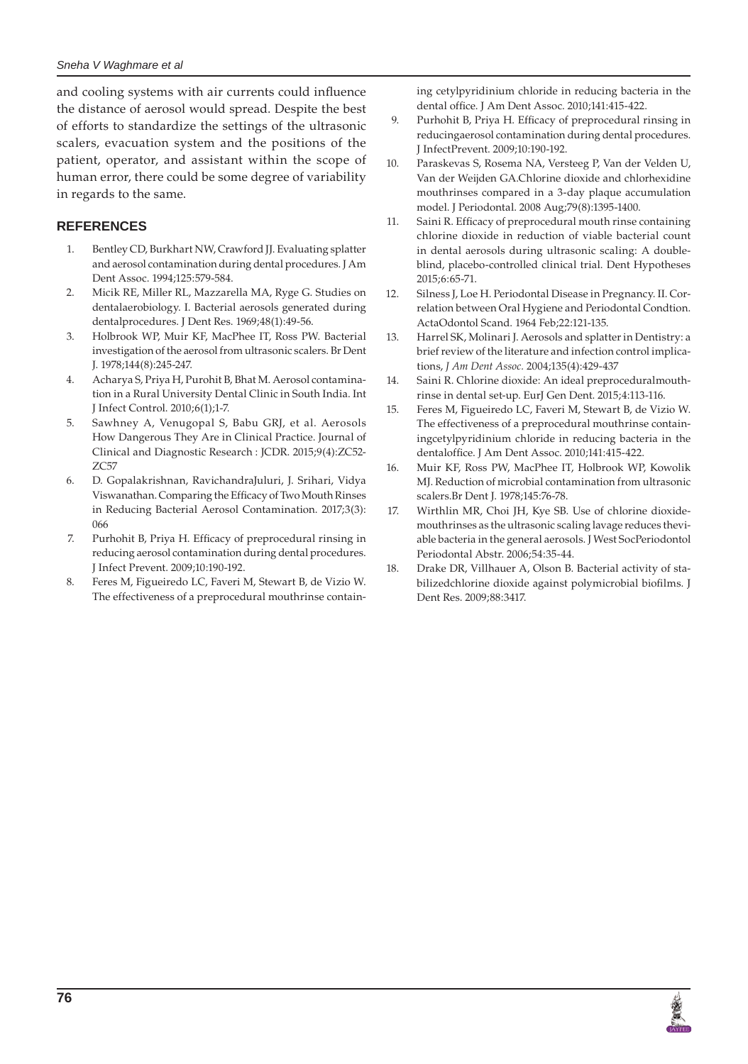and cooling systems with air currents could influence the distance of aerosol would spread. Despite the best of efforts to standardize the settings of the ultrasonic scalers, evacuation system and the positions of the patient, operator, and assistant within the scope of human error, there could be some degree of variability in regards to the same.

## REFERENCES

1. Bentley CD, Burkhart NW, Crawford JJ. Evaluating splatter and aerosol contamination during dental procedures. J Am Dent Assoc. 1994;125:579-584.
2. Micik RE, Miller RL, Mazzarella MA, Ryge G. Studies on dentalaerobiology. I. Bacterial aerosols generated during dentalprocedures. J Dent Res. 1969;48(1):49-56.
3. Holbrook WP, Muir KF, MacPhee IT, Ross PW. Bacterial investigation of the aerosol from ultrasonic scalers. Br Dent J. 1978;144(8):245-247.
4. Acharya S, Priya H, Purohit B, Bhat M. Aerosol contamination in a Rural University Dental Clinic in South India. Int J Infect Control. 2010;6(1);1-7.
5. Sawhney A, Venugopal S, Babu GRJ, et al. Aerosols How Dangerous They Are in Clinical Practice. Journal of Clinical and Diagnostic Research : JCDR. 2015;9(4):ZC52-ZC57
6. D. Gopalakrishnan, RavichandraJuluri, J. Srihari, Vidya Viswanathan. Comparing the Efficacy of Two Mouth Rinses in Reducing Bacterial Aerosol Contamination. 2017;3(3): 066
7. Purhohit B, Priya H. Efficacy of preprocedural rinsing in reducing aerosol contamination during dental procedures. J Infect Prevent. 2009;10:190-192.
8. Feres M, Figueiredo LC, Faveri M, Stewart B, de Vizio W. The effectiveness of a preprocedural mouthrinse containing cetylpyridinium chloride in reducing bacteria in the dental office. J Am Dent Assoc. 2010;141:415-422.
9. Purhohit B, Priya H. Efficacy of preprocedural rinsing in reducingaerosol contamination during dental procedures. J InfectPrevent. 2009;10:190-192.
10. Paraskevas S, Rosema NA, Versteeg P, Van der Velden U, Van der Weijden GA.Chlorine dioxide and chlorhexidine mouthrinses compared in a 3-day plaque accumulation model. J Periodontal. 2008 Aug;79(8):1395-1400.
11. Saini R. Efficacy of preprocedural mouth rinse containing chlorine dioxide in reduction of viable bacterial count in dental aerosols during ultrasonic scaling: A double-blind, placebo-controlled clinical trial. Dent Hypotheses 2015;6:65-71.
12. Silness J, Loe H. Periodontal Disease in Pregnancy. II. Correlation between Oral Hygiene and Periodontal Condtion. ActaOdontol Scand. 1964 Feb;22:121-135.
13. Harrel SK, Molinari J. Aerosols and splatter in Dentistry: a brief review of the literature and infection control implications, *J Am Dent Assoc*. 2004;135(4):429-437
14. Saini R. Chlorine dioxide: An ideal preproceduralmouthrinse in dental set-up. EurJ Gen Dent. 2015;4:113-116.
15. Feres M, Figueiredo LC, Faveri M, Stewart B, de Vizio W. The effectiveness of a preprocedural mouthrinse containingcetylpyridinium chloride in reducing bacteria in the dentaloffice. J Am Dent Assoc. 2010;141:415-422.
16. Muir KF, Ross PW, MacPhee IT, Holbrook WP, Kowolik MJ. Reduction of microbial contamination from ultrasonic scalers.Br Dent J. 1978;145:76-78.
17. Wirthlin MR, Choi JH, Kye SB. Use of chlorine dioxidemouthrinses as the ultrasonic scaling lavage reduces theviable bacteria in the general aerosols. J West SocPeriodontol Periodontal Abstr. 2006;54:35-44.
18. Drake DR, Villhauer A, Olson B. Bacterial activity of stabilizedchlorine dioxide against polymicrobial biofilms. J Dent Res. 2009;88:3417.